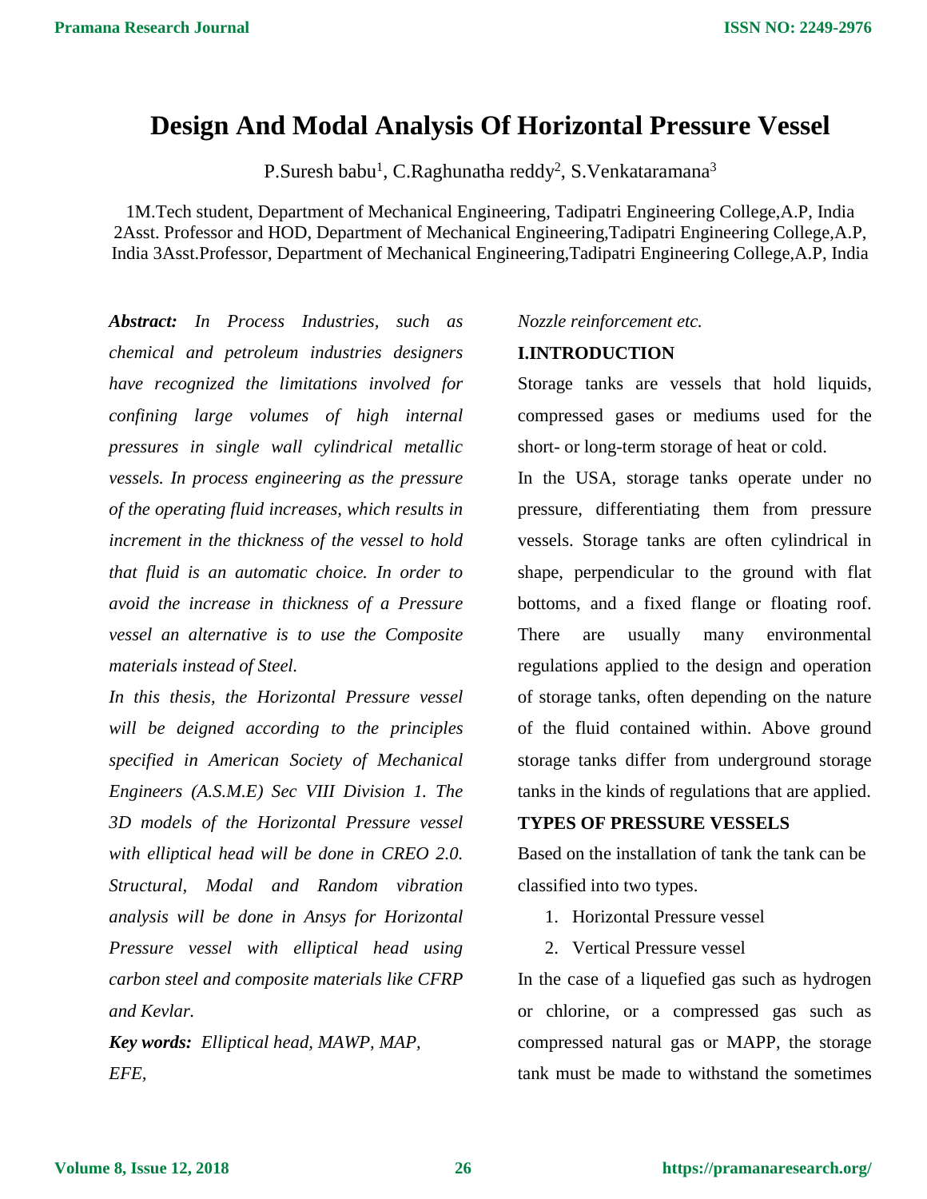# Design And Modal Analysis Of Horizontal Pressure Vessel

P.Suresh babu[1], C.Raghunatha reddy[2], S.Venkataramana[3]

1M.Tech student, Department of Mechanical Engineering, Tadipatri Engineering College,A.P, India 2Asst. Professor and HOD, Department of Mechanical Engineering,Tadipatri Engineering College,A.P, India 3Asst.Professor, Department of Mechanical Engineering,Tadipatri Engineering College,A.P, India

***Abstract:*** *In Process Industries, such as chemical and petroleum industries designers have recognized the limitations involved for confining large volumes of high internal pressures in single wall cylindrical metallic vessels. In process engineering as the pressure of the operating fluid increases, which results in increment in the thickness of the vessel to hold that fluid is an automatic choice. In order to avoid the increase in thickness of a Pressure vessel an alternative is to use the Composite materials instead of Steel.*

*In this thesis, the Horizontal Pressure vessel will be deigned according to the principles specified in American Society of Mechanical Engineers (A.S.M.E) Sec VIII Division 1. The 3D models of the Horizontal Pressure vessel with elliptical head will be done in CREO 2.0. Structural, Modal and Random vibration analysis will be done in Ansys for Horizontal Pressure vessel with elliptical head using carbon steel and composite materials like CFRP and Kevlar.*

***Key words:*** *Elliptical head, MAWP, MAP, EFE, Nozzle reinforcement etc.*

## I.INTRODUCTION

Storage tanks are vessels that hold liquids, compressed gases or mediums used for the short- or long-term storage of heat or cold.

In the USA, storage tanks operate under no pressure, differentiating them from pressure vessels. Storage tanks are often cylindrical in shape, perpendicular to the ground with flat bottoms, and a fixed flange or floating roof. There are usually many environmental regulations applied to the design and operation of storage tanks, often depending on the nature of the fluid contained within. Above ground storage tanks differ from underground storage tanks in the kinds of regulations that are applied.

### TYPES OF PRESSURE VESSELS

Based on the installation of tank the tank can be classified into two types.

1. Horizontal Pressure vessel
2. Vertical Pressure vessel

In the case of a liquefied gas such as hydrogen or chlorine, or a compressed gas such as compressed natural gas or MAPP, the storage tank must be made to withstand the sometimes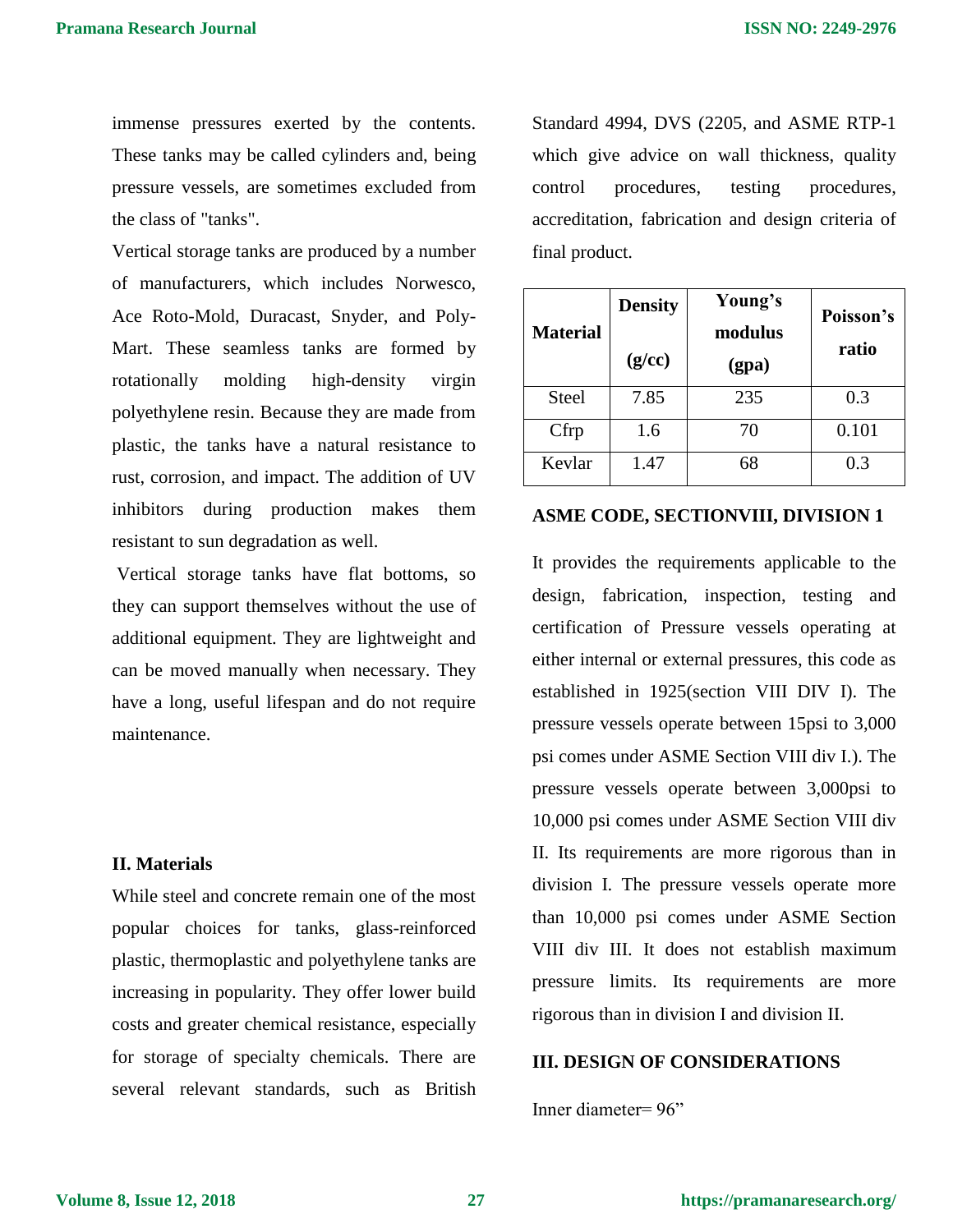immense pressures exerted by the contents. These tanks may be called cylinders and, being pressure vessels, are sometimes excluded from the class of "tanks".

Vertical storage tanks are produced by a number of manufacturers, which includes Norwesco, Ace Roto-Mold, Duracast, Snyder, and Poly-Mart. These seamless tanks are formed by rotationally molding high-density virgin polyethylene resin. Because they are made from plastic, the tanks have a natural resistance to rust, corrosion, and impact. The addition of UV inhibitors during production makes them resistant to sun degradation as well.

Vertical storage tanks have flat bottoms, so they can support themselves without the use of additional equipment. They are lightweight and can be moved manually when necessary. They have a long, useful lifespan and do not require maintenance.

## II. Materials

While steel and concrete remain one of the most popular choices for tanks, glass-reinforced plastic, thermoplastic and polyethylene tanks are increasing in popularity. They offer lower build costs and greater chemical resistance, especially for storage of specialty chemicals. There are several relevant standards, such as British Standard 4994, DVS (2205, and ASME RTP-1 which give advice on wall thickness, quality control procedures, testing procedures, accreditation, fabrication and design criteria of final product.

| Material | Density (g/cc) | Young's modulus (gpa) | Poisson's ratio |
|---|---|---|---|
| Steel | 7.85 | 235 | 0.3 |
| Cfrp | 1.6 | 70 | 0.101 |
| Kevlar | 1.47 | 68 | 0.3 |

**ASME CODE, SECTIONVIII, DIVISION 1**

It provides the requirements applicable to the design, fabrication, inspection, testing and certification of Pressure vessels operating at either internal or external pressures, this code as established in 1925(section VIII DIV I). The pressure vessels operate between 15psi to 3,000 psi comes under ASME Section VIII div I.). The pressure vessels operate between 3,000psi to 10,000 psi comes under ASME Section VIII div II. Its requirements are more rigorous than in division I. The pressure vessels operate more than 10,000 psi comes under ASME Section VIII div III. It does not establish maximum pressure limits. Its requirements are more rigorous than in division I and division II.

## III. DESIGN OF CONSIDERATIONS

Inner diameter= 96"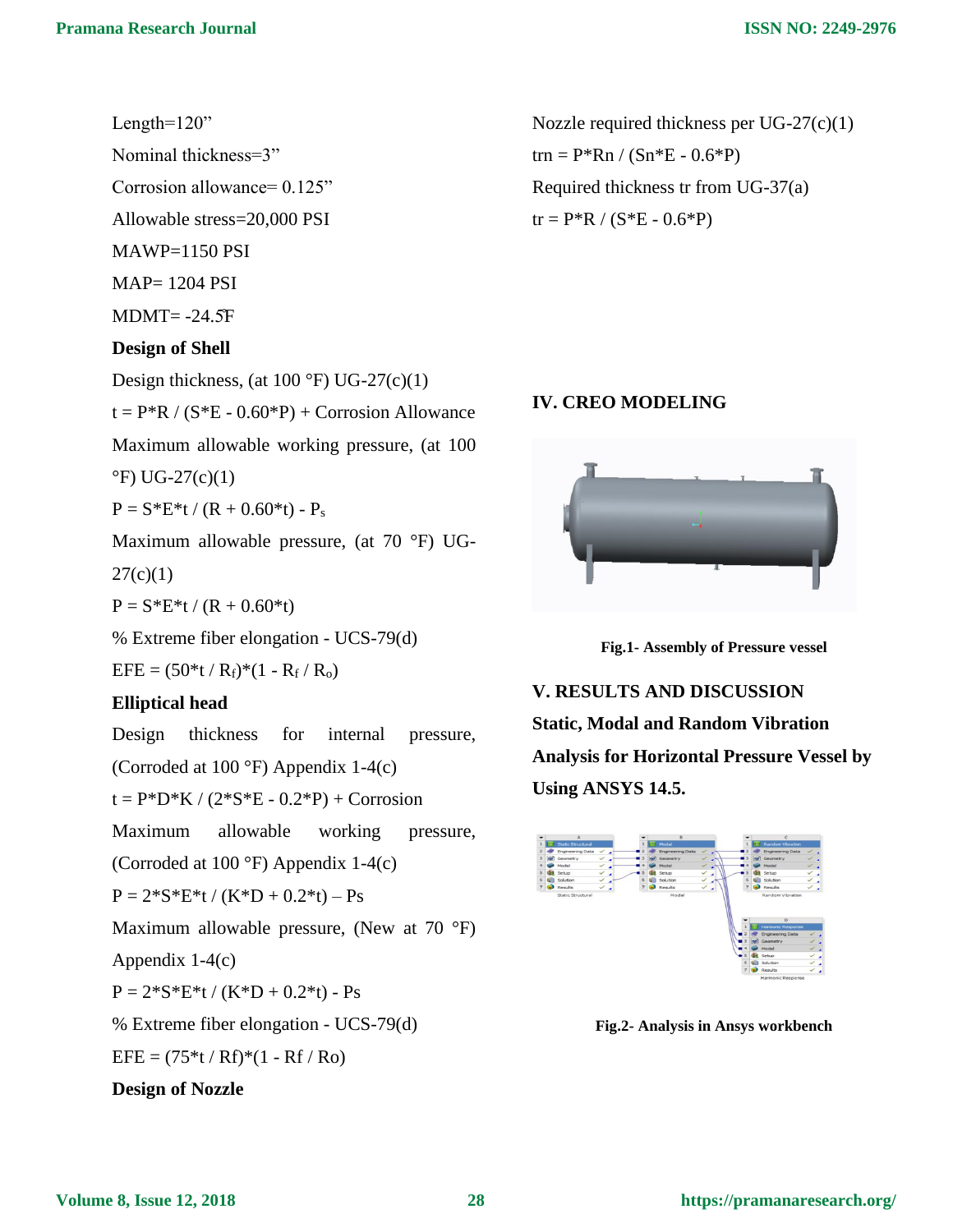Length=120”

Nominal thickness=3”

Corrosion allowance= 0.125”

Allowable stress=20,000 PSI

MAWP=1150 PSI

MAP= 1204 PSI

MDMT= -24.5̊F

**Design of Shell**

Design thickness, (at 100 °F) UG-27(c)(1)

t = P*R / (S*E - 0.60*P) + Corrosion Allowance

Maximum allowable working pressure, (at 100 °F) UG-27(c)(1)

P = S*E*t / (R + 0.60*t) - $P_s$

Maximum allowable pressure, (at 70 °F) UG-27(c)(1)

P = S*E*t / (R + 0.60*t)

% Extreme fiber elongation - UCS-79(d)

EFE = (50*t / $R_f$)*(1 - $R_f$ / $R_o$)

**Elliptical head**

Design thickness for internal pressure, (Corroded at 100 °F) Appendix 1-4(c)

t = P*D*K / (2*S*E - 0.2*P) + Corrosion

Maximum allowable working pressure, (Corroded at 100 °F) Appendix 1-4(c)

P = 2*S*E*t / (K*D + 0.2*t) – Ps

Maximum allowable pressure, (New at 70 °F) Appendix 1-4(c)

P = 2*S*E*t / (K*D + 0.2*t) - Ps

% Extreme fiber elongation - UCS-79(d)

EFE = (75*t / Rf)*(1 - Rf / Ro)

**Design of Nozzle**

Nozzle required thickness per UG-27(c)(1)

trn = P*Rn / (Sn*E - 0.6*P)

Required thickness tr from UG-37(a)

tr = P*R / (S*E - 0.6*P)

## IV. CREO MODELING

**Fig.1- Assembly of Pressure vessel**

## V. RESULTS AND DISCUSSION

### Static, Modal and Random Vibration Analysis for Horizontal Pressure Vessel by Using ANSYS 14.5.

**Fig.2- Analysis in Ansys workbench**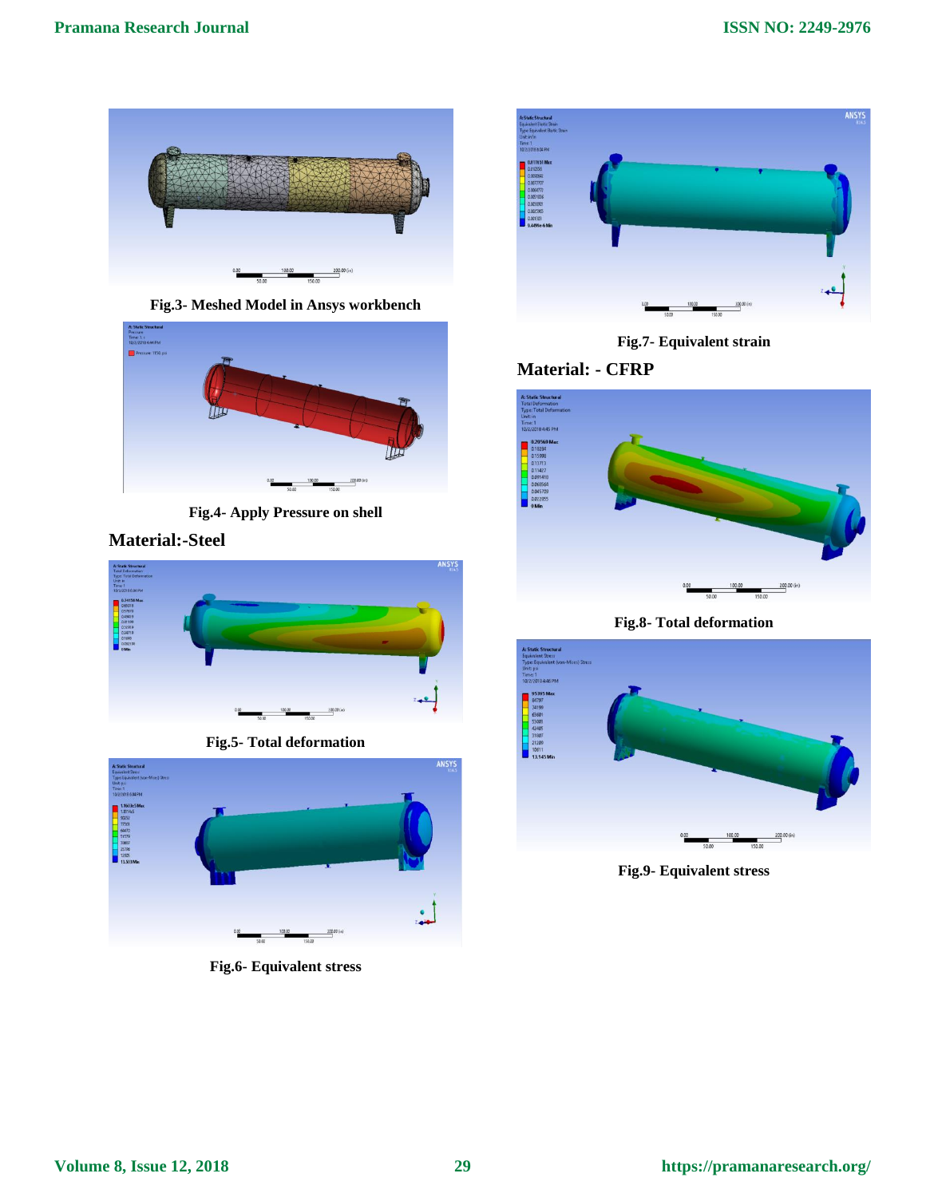Fig.3- Meshed Model in Ansys workbench

Fig.4- Apply Pressure on shell

## Material:-Steel

Fig.5- Total deformation

Fig.6- Equivalent stress

Fig.7- Equivalent strain

## Material: - CFRP

Fig.8- Total deformation

Fig.9- Equivalent stress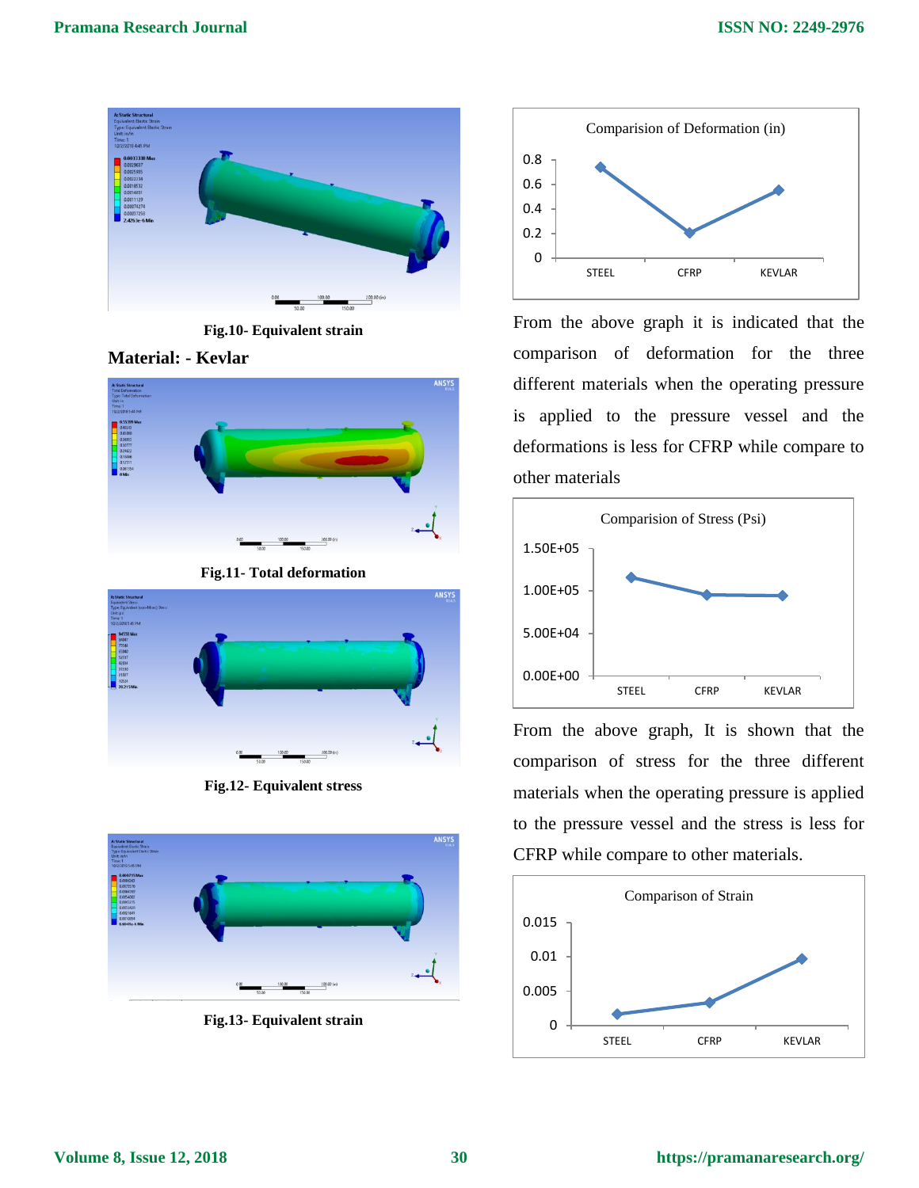Fig.10- Equivalent strain

**Material: - Kevlar**

Fig.11- Total deformation

Fig.12- Equivalent stress

Fig.13- Equivalent strain

From the above graph it is indicated that the comparison of deformation for the three different materials when the operating pressure is applied to the pressure vessel and the deformations is less for CFRP while compare to other materials

From the above graph, It is shown that the comparison of stress for the three different materials when the operating pressure is applied to the pressure vessel and the stress is less for CFRP while compare to other materials.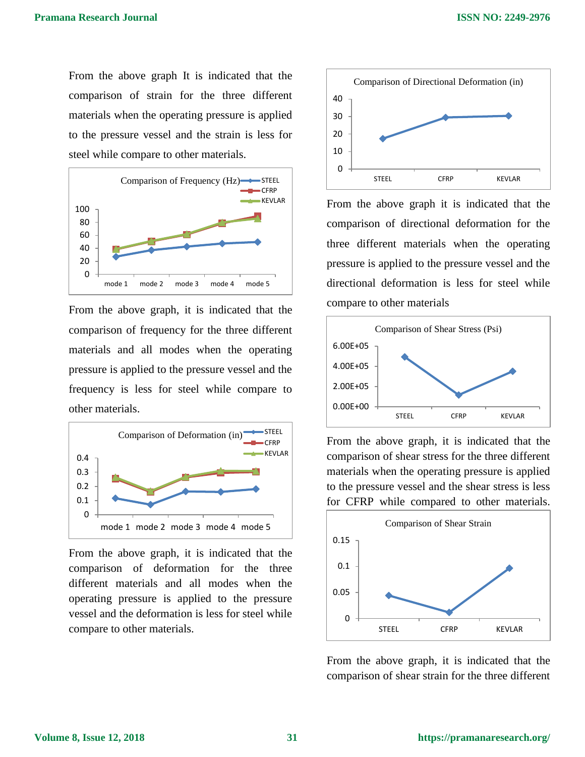From the above graph It is indicated that the comparison of strain for the three different materials when the operating pressure is applied to the pressure vessel and the strain is less for steel while compare to other materials.

From the above graph, it is indicated that the comparison of frequency for the three different materials and all modes when the operating pressure is applied to the pressure vessel and the frequency is less for steel while compare to other materials.

From the above graph, it is indicated that the comparison of deformation for the three different materials and all modes when the operating pressure is applied to the pressure vessel and the deformation is less for steel while compare to other materials.

From the above graph it is indicated that the comparison of directional deformation for the three different materials when the operating pressure is applied to the pressure vessel and the directional deformation is less for steel while compare to other materials

From the above graph, it is indicated that the comparison of shear stress for the three different materials when the operating pressure is applied to the pressure vessel and the shear stress is less for CFRP while compared to other materials.

From the above graph, it is indicated that the comparison of shear strain for the three different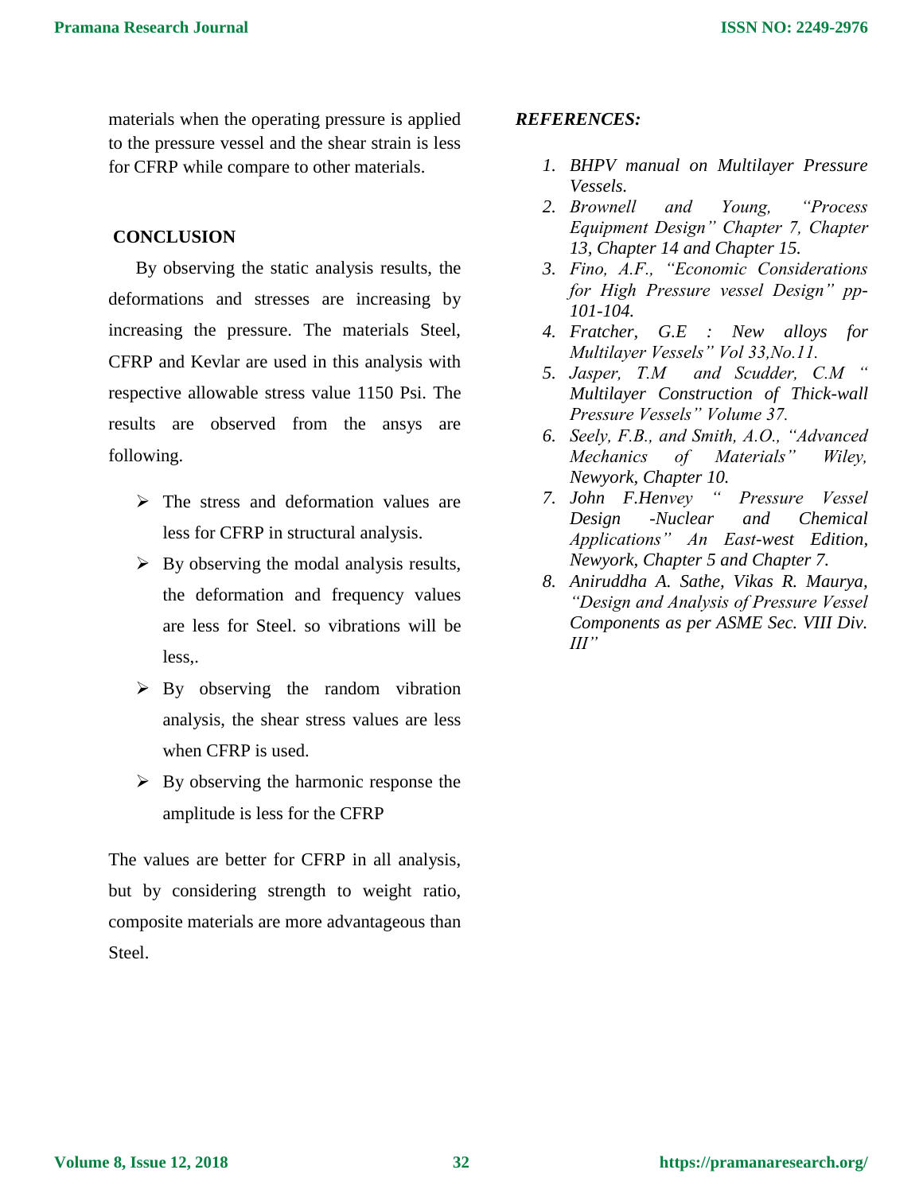materials when the operating pressure is applied to the pressure vessel and the shear strain is less for CFRP while compare to other materials.

## CONCLUSION

By observing the static analysis results, the deformations and stresses are increasing by increasing the pressure. The materials Steel, CFRP and Kevlar are used in this analysis with respective allowable stress value 1150 Psi. The results are observed from the ansys are following.

- The stress and deformation values are less for CFRP in structural analysis.
- By observing the modal analysis results, the deformation and frequency values are less for Steel. so vibrations will be less,.
- By observing the random vibration analysis, the shear stress values are less when CFRP is used.
- By observing the harmonic response the amplitude is less for the CFRP

The values are better for CFRP in all analysis, but by considering strength to weight ratio, composite materials are more advantageous than Steel.

## *REFERENCES:*

1. *BHPV manual on Multilayer Pressure Vessels.*
2. *Brownell and Young, "Process Equipment Design" Chapter 7, Chapter 13, Chapter 14 and Chapter 15.*
3. *Fino, A.F., "Economic Considerations for High Pressure vessel Design" pp-101-104.*
4. *Fratcher, G.E : New alloys for Multilayer Vessels" Vol 33,No.11.*
5. *Jasper, T.M and Scudder, C.M " Multilayer Construction of Thick-wall Pressure Vessels" Volume 37.*
6. *Seely, F.B., and Smith, A.O., "Advanced Mechanics of Materials" Wiley, Newyork, Chapter 10.*
7. *John F.Henvey " Pressure Vessel Design -Nuclear and Chemical Applications" An East-west Edition, Newyork, Chapter 5 and Chapter 7.*
8. *Aniruddha A. Sathe, Vikas R. Maurya, "Design and Analysis of Pressure Vessel Components as per ASME Sec. VIII Div. III"*